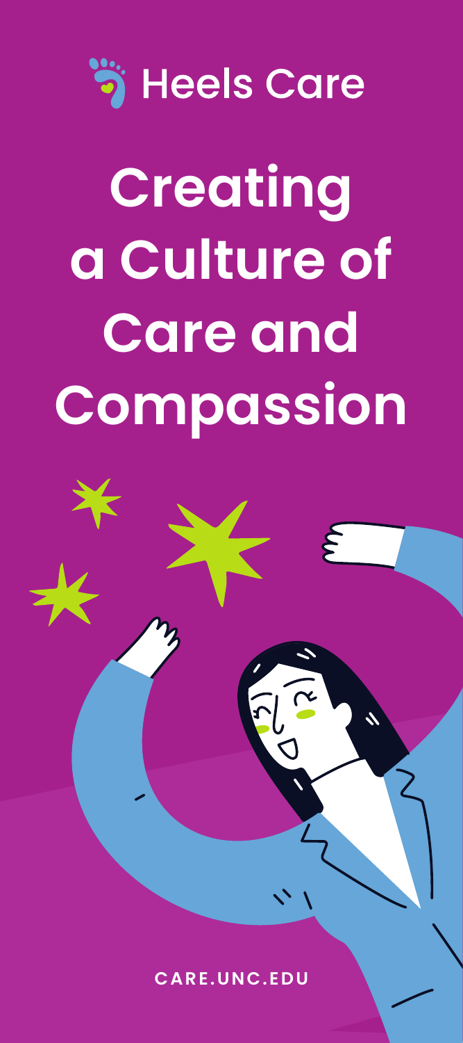Heels Care

# Creating a Culture of Care and Compassion

CARE.UNC.EDU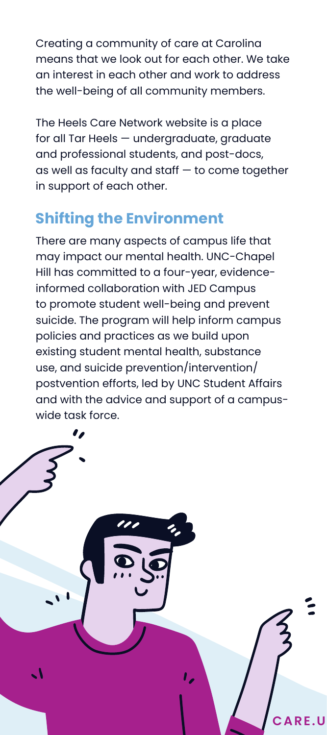Creating a community of care at Carolina means that we look out for each other. We take an interest in each other and work to address the well-being of all community members.

The Heels Care Network website is a place for all Tar Heels — undergraduate, graduate and professional students, and post-docs, as well as faculty and staff — to come together in support of each other.

## Shifting the Environment

There are many aspects of campus life that may impact our mental health. UNC-Chapel Hill has committed to a four-year, evidence-informed collaboration with JED Campus to promote student well-being and prevent suicide. The program will help inform campus policies and practices as we build upon existing student mental health, substance use, and suicide prevention/intervention/postvention efforts, led by UNC Student Affairs and with the advice and support of a campus-wide task force.

CARE.U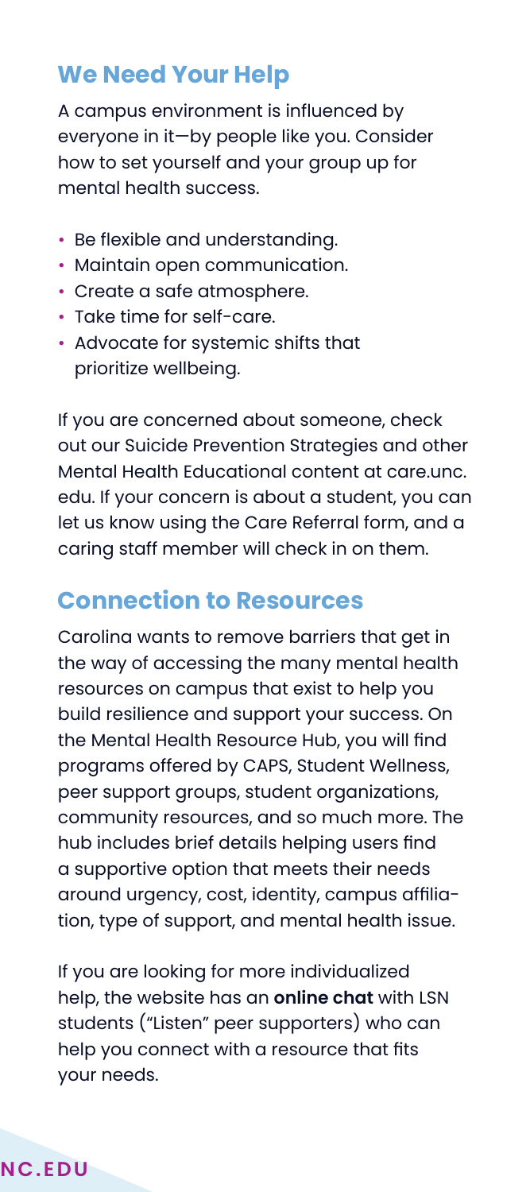## We Need Your Help

A campus environment is influenced by everyone in it—by people like you. Consider how to set yourself and your group up for mental health success.

- Be flexible and understanding.
- Maintain open communication.
- Create a safe atmosphere.
- Take time for self-care.
- Advocate for systemic shifts that prioritize wellbeing.

If you are concerned about someone, check out our Suicide Prevention Strategies and other Mental Health Educational content at care.unc.edu. If your concern is about a student, you can let us know using the Care Referral form, and a caring staff member will check in on them.

## Connection to Resources

Carolina wants to remove barriers that get in the way of accessing the many mental health resources on campus that exist to help you build resilience and support your success. On the Mental Health Resource Hub, you will find programs offered by CAPS, Student Wellness, peer support groups, student organizations, community resources, and so much more. The hub includes brief details helping users find a supportive option that meets their needs around urgency, cost, identity, campus affiliation, type of support, and mental health issue.

If you are looking for more individualized help, the website has an **online chat** with LSN students ("Listen" peer supporters) who can help you connect with a resource that fits your needs.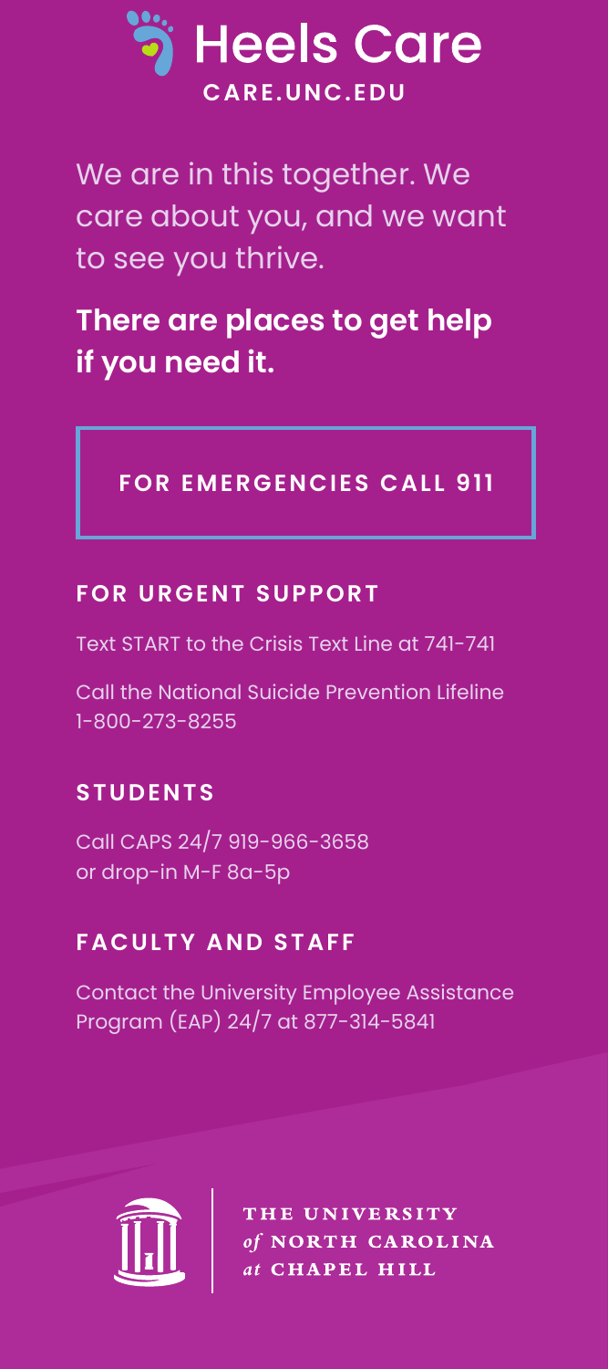# Heels Care

**CARE.UNC.EDU**

We are in this together. We care about you, and we want to see you thrive.

**There are places to get help if you need it.**

**FOR EMERGENCIES CALL 911**

## FOR URGENT SUPPORT

Text START to the Crisis Text Line at 741-741

Call the National Suicide Prevention Lifeline 1-800-273-8255

## STUDENTS

Call CAPS 24/7 919-966-3658
or drop-in M-F 8a-5p

## FACULTY AND STAFF

Contact the University Employee Assistance Program (EAP) 24/7 at 877-314-5841

THE UNIVERSITY *of* NORTH CAROLINA *at* CHAPEL HILL